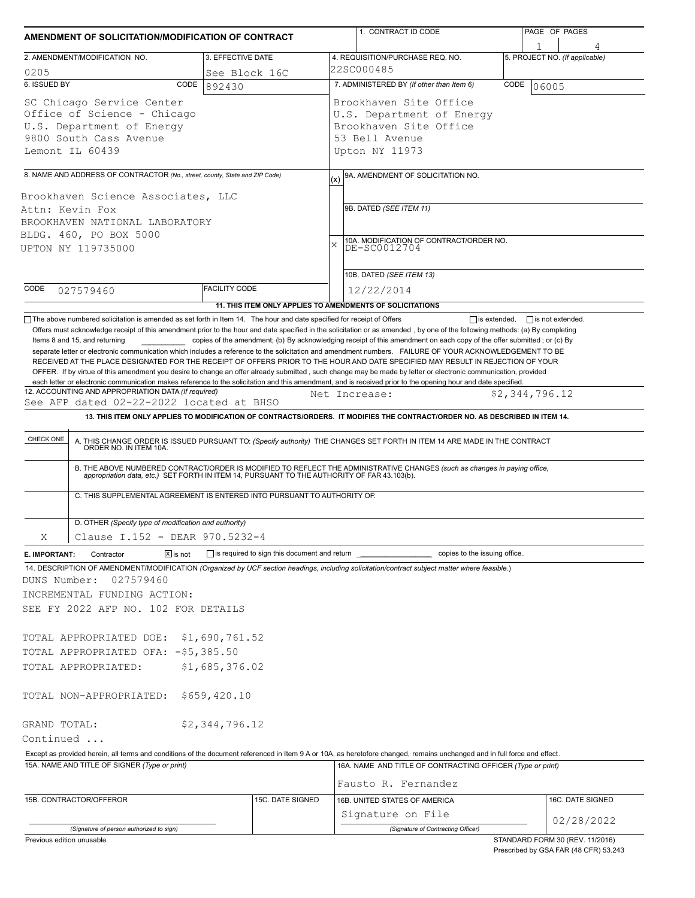# AMENDMENT OF SOLICITATION/MODIFICATION OF CONTRACT

| 1. CONTRACT ID CODE | PAGE OF PAGES |
|---|---|
| | 1 / 4 |

| 2. AMENDMENT/MODIFICATION NO. | 3. EFFECTIVE DATE | 4. REQUISITION/PURCHASE REQ. NO. | 5. PROJECT NO. (If applicable) |
|---|---|---|---|
| 0205 | See Block 16C | 22SC000485 | |

**6. ISSUED BY** CODE 892430

SC Chicago Service Center
Office of Science - Chicago
U.S. Department of Energy
9800 South Cass Avenue
Lemont IL 60439

**7. ADMINISTERED BY** (If other than Item 6) CODE 06005

Brookhaven Site Office
U.S. Department of Energy
Brookhaven Site Office
53 Bell Avenue
Upton NY 11973

**8. NAME AND ADDRESS OF CONTRACTOR** (No., street, county, State and ZIP Code)

Brookhaven Science Associates, LLC
Attn: Kevin Fox
BROOKHAVEN NATIONAL LABORATORY
BLDG. 460, PO BOX 5000
UPTON NY 119735000

CODE 027579460 FACILITY CODE

(x) 9A. AMENDMENT OF SOLICITATION NO.

9B. DATED (SEE ITEM 11)

X 10A. MODIFICATION OF CONTRACT/ORDER NO.
DE-SC0012704

10B. DATED (SEE ITEM 13)
12/22/2014

**11. THIS ITEM ONLY APPLIES TO AMENDMENTS OF SOLICITATIONS**

☐ The above numbered solicitation is amended as set forth in Item 14. The hour and date specified for receipt of Offers ☐ is extended, ☐ is not extended.

Offers must acknowledge receipt of this amendment prior to the hour and date specified in the solicitation or as amended , by one of the following methods: (a) By completing Items 8 and 15, and returning ______ copies of the amendment; (b) By acknowledging receipt of this amendment on each copy of the offer submitted ; or (c) By separate letter or electronic communication which includes a reference to the solicitation and amendment numbers. FAILURE OF YOUR ACKNOWLEDGEMENT TO BE RECEIVED AT THE PLACE DESIGNATED FOR THE RECEIPT OF OFFERS PRIOR TO THE HOUR AND DATE SPECIFIED MAY RESULT IN REJECTION OF YOUR OFFER. If by virtue of this amendment you desire to change an offer already submitted , such change may be made by letter or electronic communication, provided each letter or electronic communication makes reference to the solicitation and this amendment, and is received prior to the opening hour and date specified.

**12. ACCOUNTING AND APPROPRIATION DATA** (If required)
See AFP dated 02-22-2022 located at BHSO — Net Increase: $2,344,796.12

**13. THIS ITEM ONLY APPLIES TO MODIFICATION OF CONTRACTS/ORDERS. IT MODIFIES THE CONTRACT/ORDER NO. AS DESCRIBED IN ITEM 14.**

| CHECK ONE | |
|---|---|
| | A. THIS CHANGE ORDER IS ISSUED PURSUANT TO: (Specify authority) THE CHANGES SET FORTH IN ITEM 14 ARE MADE IN THE CONTRACT ORDER NO. IN ITEM 10A. |
| | B. THE ABOVE NUMBERED CONTRACT/ORDER IS MODIFIED TO REFLECT THE ADMINISTRATIVE CHANGES (such as changes in paying office, appropriation data, etc.) SET FORTH IN ITEM 14, PURSUANT TO THE AUTHORITY OF FAR 43.103(b). |
| | C. THIS SUPPLEMENTAL AGREEMENT IS ENTERED INTO PURSUANT TO AUTHORITY OF: |
| X | D. OTHER (Specify type of modification and authority) Clause I.152 - DEAR 970.5232-4 |

**E. IMPORTANT:** Contractor ☒ is not ☐ is required to sign this document and return ______ copies to the issuing office.

**14. DESCRIPTION OF AMENDMENT/MODIFICATION** (Organized by UCF section headings, including solicitation/contract subject matter where feasible.)

DUNS Number: 027579460
INCREMENTAL FUNDING ACTION:
SEE FY 2022 AFP NO. 102 FOR DETAILS

TOTAL APPROPRIATED DOE: $1,690,761.52
TOTAL APPROPRIATED OFA: -$5,385.50
TOTAL APPROPRIATED: $1,685,376.02

TOTAL NON-APPROPRIATED: $659,420.10

GRAND TOTAL: $2,344,796.12
Continued ...

Except as provided herein, all terms and conditions of the document referenced in Item 9 A or 10A, as heretofore changed, remains unchanged and in full force and effect.

| 15A. NAME AND TITLE OF SIGNER (Type or print) | | 16A. NAME AND TITLE OF CONTRACTING OFFICER (Type or print) | |
|---|---|---|---|
| | | Fausto R. Fernandez | |
| 15B. CONTRACTOR/OFFEROR | 15C. DATE SIGNED | 16B. UNITED STATES OF AMERICA | 16C. DATE SIGNED |
| (Signature of person authorized to sign) | | Signature on File (Signature of Contracting Officer) | 02/28/2022 |

Previous edition unusable

STANDARD FORM 30 (REV. 11/2016)
Prescribed by GSA FAR (48 CFR) 53.243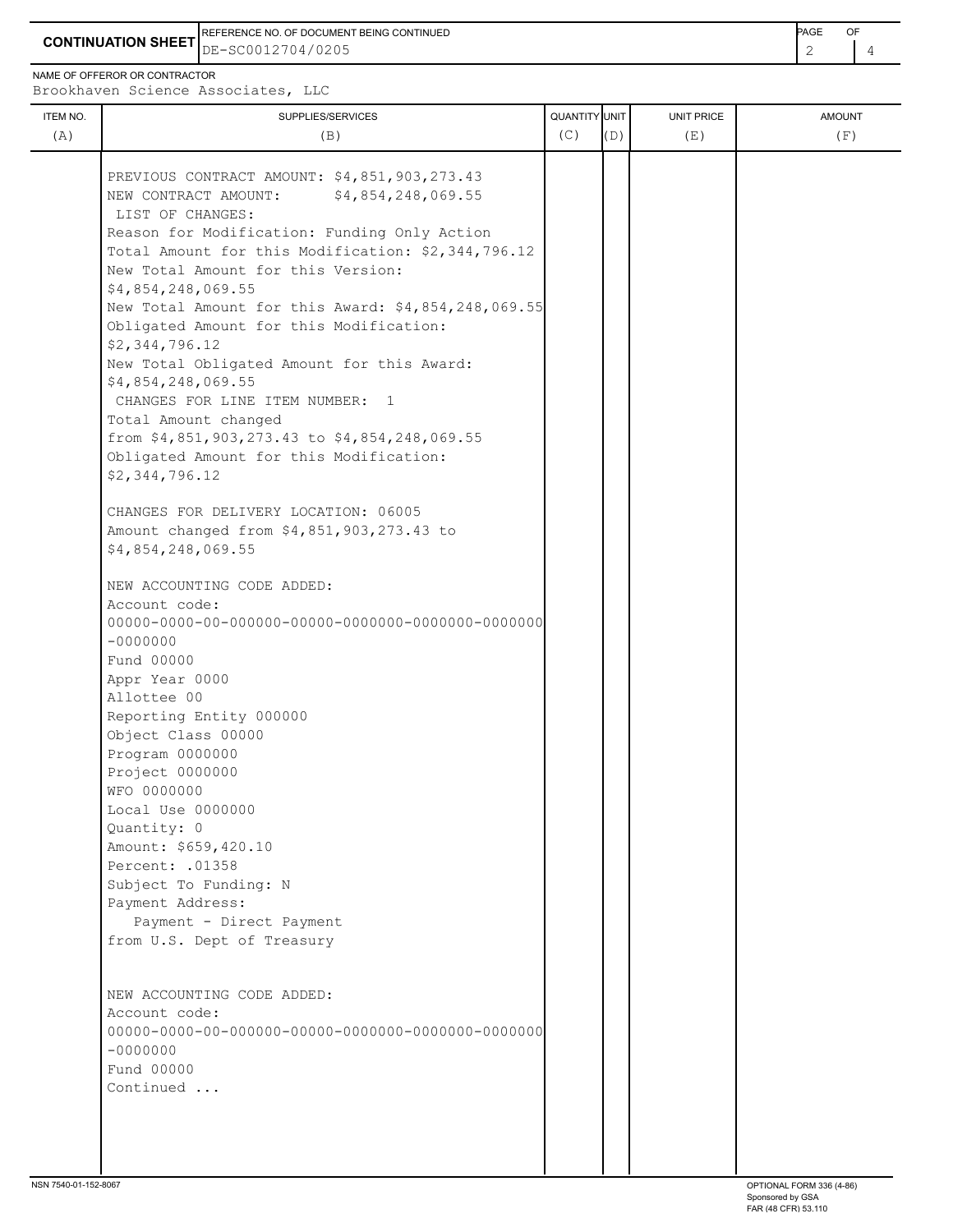**CONTINUATION SHEET**

REFERENCE NO. OF DOCUMENT BEING CONTINUED: DE-SC0012704/0205

NAME OF OFFEROR OR CONTRACTOR: Brookhaven Science Associates, LLC

| ITEM NO. (A) | SUPPLIES/SERVICES (B) | QUANTITY (C) | UNIT (D) | UNIT PRICE (E) | AMOUNT (F) |
|---|---|---|---|---|---|
| | PREVIOUS CONTRACT AMOUNT: $4,851,903,273.43<br>NEW CONTRACT AMOUNT: $4,854,248,069.55<br>LIST OF CHANGES:<br>Reason for Modification: Funding Only Action<br>Total Amount for this Modification: $2,344,796.12<br>New Total Amount for this Version: $4,854,248,069.55<br>New Total Amount for this Award: $4,854,248,069.55<br>Obligated Amount for this Modification: $2,344,796.12<br>New Total Obligated Amount for this Award: $4,854,248,069.55<br>CHANGES FOR LINE ITEM NUMBER: 1<br>Total Amount changed from $4,851,903,273.43 to $4,854,248,069.55<br>Obligated Amount for this Modification: $2,344,796.12<br><br>CHANGES FOR DELIVERY LOCATION: 06005<br>Amount changed from $4,851,903,273.43 to $4,854,248,069.55<br><br>NEW ACCOUNTING CODE ADDED:<br>Account code:<br>00000-0000-00-000000-00000-0000000-0000000-0000000-0000000<br>Fund 00000<br>Appr Year 0000<br>Allottee 00<br>Reporting Entity 000000<br>Object Class 00000<br>Program 0000000<br>Project 0000000<br>WFO 0000000<br>Local Use 0000000<br>Quantity: 0<br>Amount: $659,420.10<br>Percent: .01358<br>Subject To Funding: N<br>Payment Address:<br>Payment - Direct Payment from U.S. Dept of Treasury<br><br>NEW ACCOUNTING CODE ADDED:<br>Account code:<br>00000-0000-00-000000-00000-0000000-0000000-0000000-0000000<br>Fund 00000<br>Continued ... | | | | |

NSN 7540-01-152-8067

OPTIONAL FORM 336 (4-86)
Sponsored by GSA
FAR (48 CFR) 53.110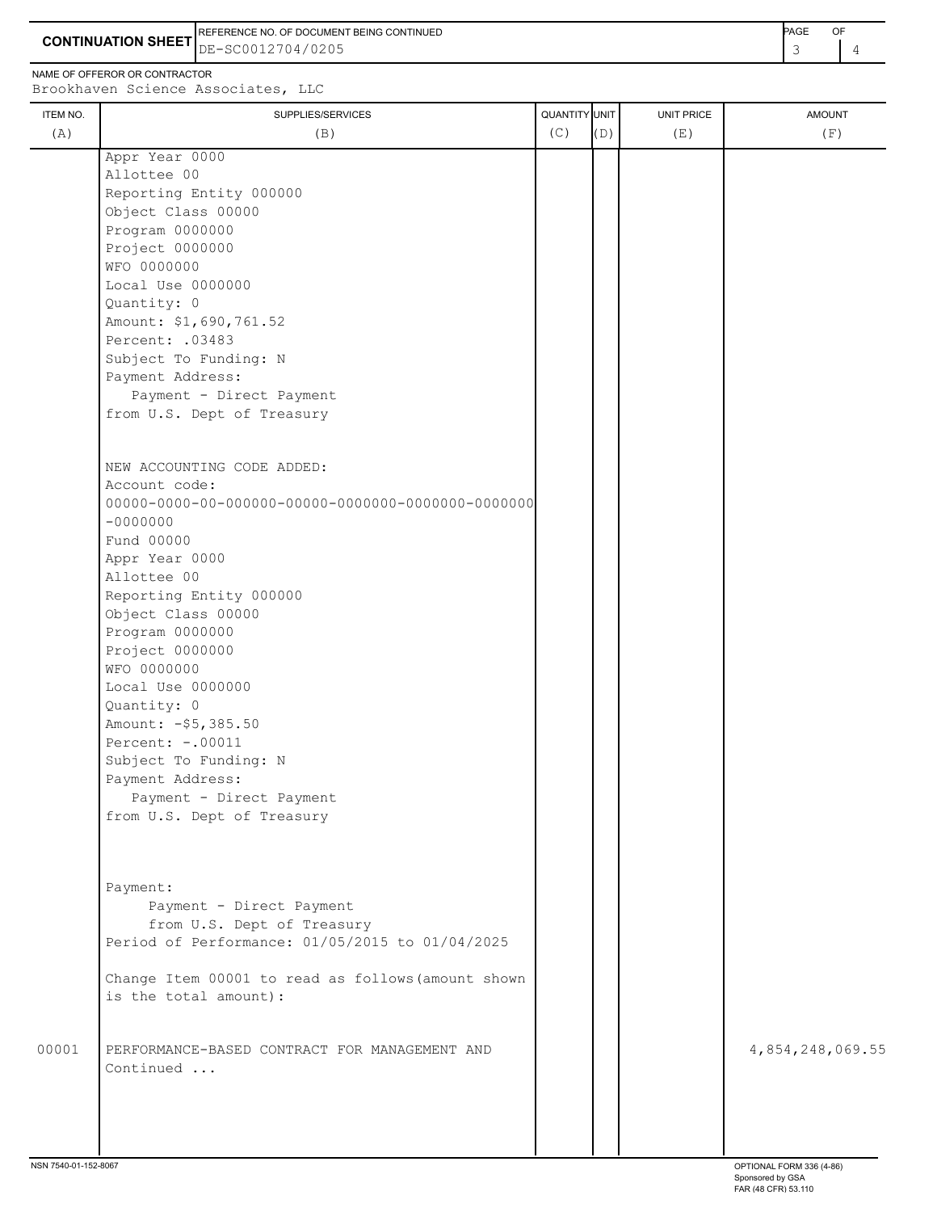**CONTINUATION SHEET**

REFERENCE NO. OF DOCUMENT BEING CONTINUED: DE-SC0012704/0205

NAME OF OFFEROR OR CONTRACTOR: Brookhaven Science Associates, LLC

| ITEM NO. (A) | SUPPLIES/SERVICES (B) | QUANTITY (C) | UNIT (D) | UNIT PRICE (E) | AMOUNT (F) |
|---|---|---|---|---|---|
| | Appr Year 0000<br>Allottee 00<br>Reporting Entity 000000<br>Object Class 00000<br>Program 0000000<br>Project 0000000<br>WFO 0000000<br>Local Use 0000000<br>Quantity: 0<br>Amount: $1,690,761.52<br>Percent: .03483<br>Subject To Funding: N<br>Payment Address:<br>Payment - Direct Payment<br>from U.S. Dept of Treasury | | | | |
| | NEW ACCOUNTING CODE ADDED:<br>Account code:<br>00000-0000-00-000000-00000-0000000-0000000-0000000-0000000<br>Fund 00000<br>Appr Year 0000<br>Allottee 00<br>Reporting Entity 000000<br>Object Class 00000<br>Program 0000000<br>Project 0000000<br>WFO 0000000<br>Local Use 0000000<br>Quantity: 0<br>Amount: -$5,385.50<br>Percent: -.00011<br>Subject To Funding: N<br>Payment Address:<br>Payment - Direct Payment<br>from U.S. Dept of Treasury | | | | |
| | Payment:<br>Payment - Direct Payment<br>from U.S. Dept of Treasury<br>Period of Performance: 01/05/2015 to 01/04/2025 | | | | |
| | Change Item 00001 to read as follows(amount shown is the total amount): | | | | |
| 00001 | PERFORMANCE-BASED CONTRACT FOR MANAGEMENT AND<br>Continued ... | | | | 4,854,248,069.55 |

NSN 7540-01-152-8067

OPTIONAL FORM 336 (4-86)
Sponsored by GSA
FAR (48 CFR) 53.110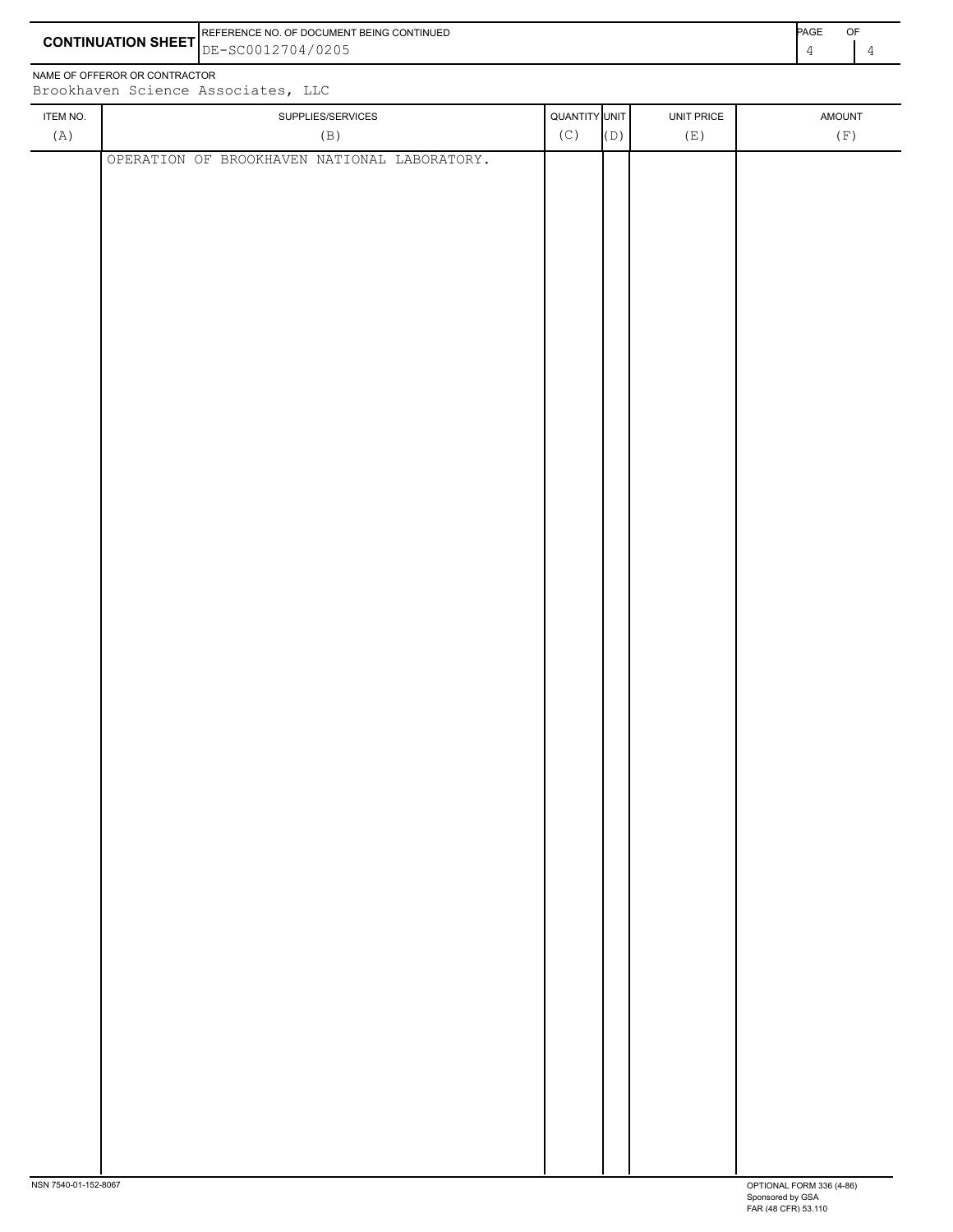**CONTINUATION SHEET**

REFERENCE NO. OF DOCUMENT BEING CONTINUED
DE-SC0012704/0205

NAME OF OFFEROR OR CONTRACTOR
Brookhaven Science Associates, LLC

| ITEM NO. (A) | SUPPLIES/SERVICES (B) | QUANTITY (C) | UNIT (D) | UNIT PRICE (E) | AMOUNT (F) |
|---|---|---|---|---|---|
| | OPERATION OF BROOKHAVEN NATIONAL LABORATORY. | | | | |

NSN 7540-01-152-8067

OPTIONAL FORM 336 (4-86)
Sponsored by GSA
FAR (48 CFR) 53.110